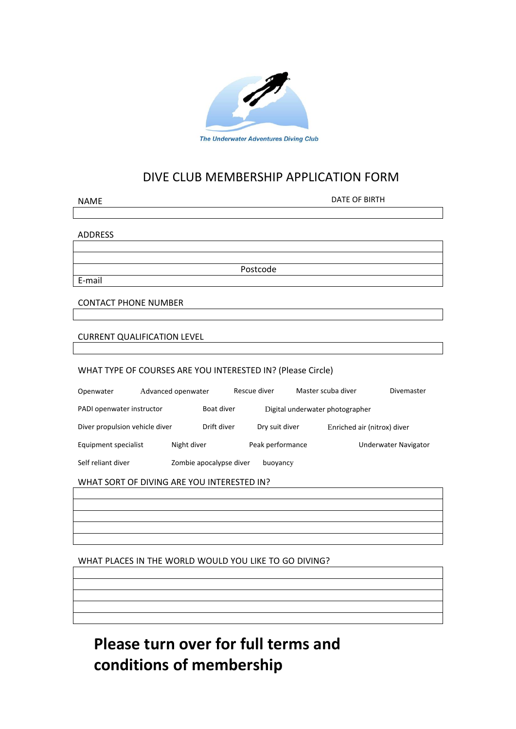The Underwater Adventures Diving Club

# DIVE CLUB MEMBERSHIP APPLICATION FORM

NAME DATE OF BIRTH

ADDRESS

Postcode

E-mail

CONTACT PHONE NUMBER

CURRENT QUALIFICATION LEVEL

WHAT TYPE OF COURSES ARE YOU INTERESTED IN? (Please Circle)

Openwater Advanced openwater Rescue diver Master scuba diver Divemaster

PADI openwater instructor Boat diver Digital underwater photographer

Diver propulsion vehicle diver Drift diver Dry suit diver Enriched air (nitrox) diver

Equipment specialist Night diver Peak performance Underwater Navigator

Self reliant diver Zombie apocalypse diver buoyancy

WHAT SORT OF DIVING ARE YOU INTERESTED IN?

WHAT PLACES IN THE WORLD WOULD YOU LIKE TO GO DIVING?

**Please turn over for full terms and conditions of membership**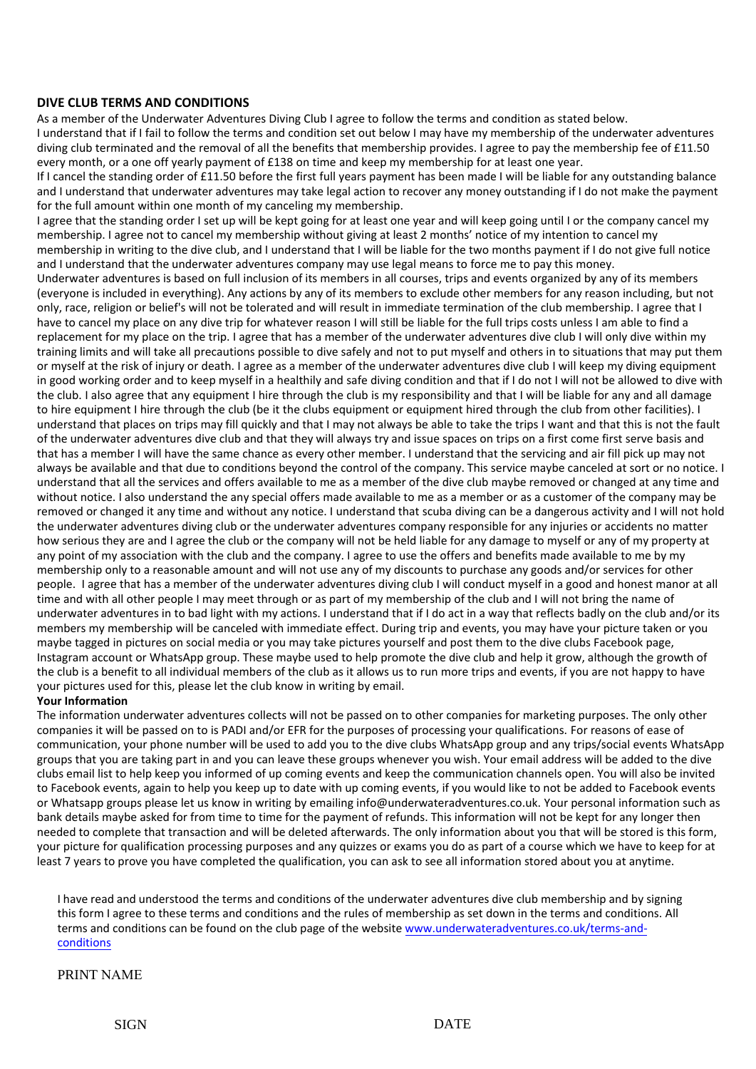## DIVE CLUB TERMS AND CONDITIONS

As a member of the Underwater Adventures Diving Club I agree to follow the terms and condition as stated below.
I understand that if I fail to follow the terms and condition set out below I may have my membership of the underwater adventures diving club terminated and the removal of all the benefits that membership provides. I agree to pay the membership fee of £11.50 every month, or a one off yearly payment of £138 on time and keep my membership for at least one year.
If I cancel the standing order of £11.50 before the first full years payment has been made I will be liable for any outstanding balance and I understand that underwater adventures may take legal action to recover any money outstanding if I do not make the payment for the full amount within one month of my canceling my membership.
I agree that the standing order I set up will be kept going for at least one year and will keep going until I or the company cancel my membership. I agree not to cancel my membership without giving at least 2 months' notice of my intention to cancel my membership in writing to the dive club, and I understand that I will be liable for the two months payment if I do not give full notice and I understand that the underwater adventures company may use legal means to force me to pay this money.
Underwater adventures is based on full inclusion of its members in all courses, trips and events organized by any of its members (everyone is included in everything). Any actions by any of its members to exclude other members for any reason including, but not only, race, religion or belief's will not be tolerated and will result in immediate termination of the club membership. I agree that I have to cancel my place on any dive trip for whatever reason I will still be liable for the full trips costs unless I am able to find a replacement for my place on the trip. I agree that has a member of the underwater adventures dive club I will only dive within my training limits and will take all precautions possible to dive safely and not to put myself and others in to situations that may put them or myself at the risk of injury or death. I agree as a member of the underwater adventures dive club I will keep my diving equipment in good working order and to keep myself in a healthily and safe diving condition and that if I do not I will not be allowed to dive with the club. I also agree that any equipment I hire through the club is my responsibility and that I will be liable for any and all damage to hire equipment I hire through the club (be it the clubs equipment or equipment hired through the club from other facilities). I understand that places on trips may fill quickly and that I may not always be able to take the trips I want and that this is not the fault of the underwater adventures dive club and that they will always try and issue spaces on trips on a first come first serve basis and that has a member I will have the same chance as every other member. I understand that the servicing and air fill pick up may not always be available and that due to conditions beyond the control of the company. This service maybe canceled at sort or no notice. I understand that all the services and offers available to me as a member of the dive club maybe removed or changed at any time and without notice. I also understand the any special offers made available to me as a member or as a customer of the company may be removed or changed it any time and without any notice. I understand that scuba diving can be a dangerous activity and I will not hold the underwater adventures diving club or the underwater adventures company responsible for any injuries or accidents no matter how serious they are and I agree the club or the company will not be held liable for any damage to myself or any of my property at any point of my association with the club and the company. I agree to use the offers and benefits made available to me by my membership only to a reasonable amount and will not use any of my discounts to purchase any goods and/or services for other people. I agree that has a member of the underwater adventures diving club I will conduct myself in a good and honest manor at all time and with all other people I may meet through or as part of my membership of the club and I will not bring the name of underwater adventures in to bad light with my actions. I understand that if I do act in a way that reflects badly on the club and/or its members my membership will be canceled with immediate effect. During trip and events, you may have your picture taken or you maybe tagged in pictures on social media or you may take pictures yourself and post them to the dive clubs Facebook page, Instagram account or WhatsApp group. These maybe used to help promote the dive club and help it grow, although the growth of the club is a benefit to all individual members of the club as it allows us to run more trips and events, if you are not happy to have your pictures used for this, please let the club know in writing by email.

**Your Information**

The information underwater adventures collects will not be passed on to other companies for marketing purposes. The only other companies it will be passed on to is PADI and/or EFR for the purposes of processing your qualifications. For reasons of ease of communication, your phone number will be used to add you to the dive clubs WhatsApp group and any trips/social events WhatsApp groups that you are taking part in and you can leave these groups whenever you wish. Your email address will be added to the dive clubs email list to help keep you informed of up coming events and keep the communication channels open. You will also be invited to Facebook events, again to help you keep up to date with up coming events, if you would like to not be added to Facebook events or Whatsapp groups please let us know in writing by emailing info@underwateradventures.co.uk. Your personal information such as bank details maybe asked for from time to time for the payment of refunds. This information will not be kept for any longer then needed to complete that transaction and will be deleted afterwards. The only information about you that will be stored is this form, your picture for qualification processing purposes and any quizzes or exams you do as part of a course which we have to keep for at least 7 years to prove you have completed the qualification, you can ask to see all information stored about you at anytime.

I have read and understood the terms and conditions of the underwater adventures dive club membership and by signing this form I agree to these terms and conditions and the rules of membership as set down in the terms and conditions. All terms and conditions can be found on the club page of the website www.underwateradventures.co.uk/terms-and-conditions

PRINT NAME

SIGN

DATE